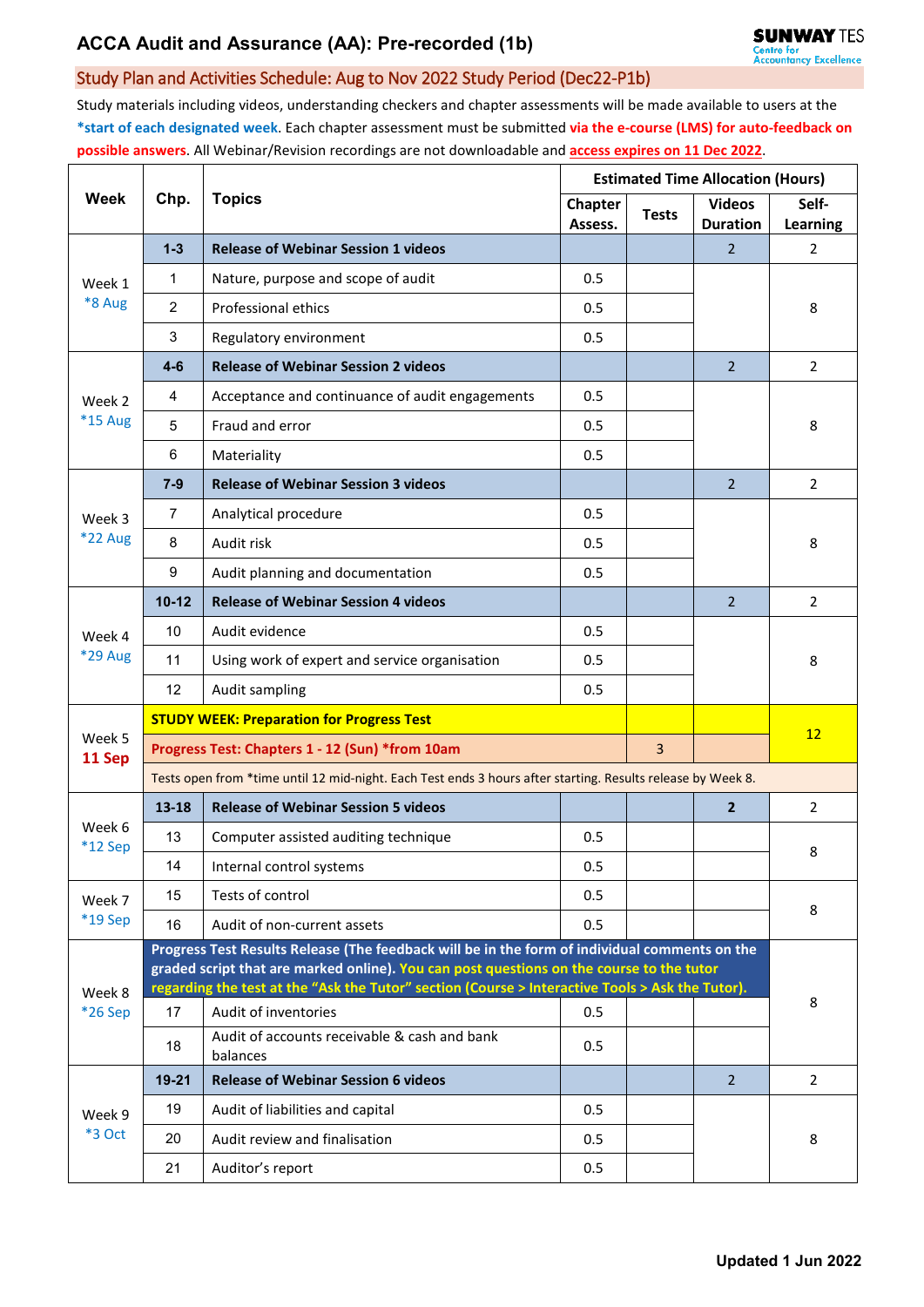# ACCA Audit and Assurance (AA): Pre-recorded (1b)

## Study Plan and Activities Schedule: Aug to Nov 2022 Study Period (Dec22-P1b)

Study materials including videos, understanding checkers and chapter assessments will be made available to users at the **\*start of each designated week**. Each chapter assessment must be submitted **via the e-course (LMS) for auto-feedback on possible answers**. All Webinar/Revision recordings are not downloadable and **access expires on 11 Dec 2022**.

| Week | Chp. | Topics | Estimated Time Allocation (Hours) | | | |
|---|---|---|---|---|---|---|
| | | | Chapter Assess. | Tests | Videos Duration | Self-Learning |
| Week 1 *8 Aug | **1-3** | **Release of Webinar Session 1 videos** | | | 2 | 2 |
| | 1 | Nature, purpose and scope of audit | 0.5 | | | 8 |
| | 2 | Professional ethics | 0.5 | | | |
| | 3 | Regulatory environment | 0.5 | | | |
| Week 2 *15 Aug | **4-6** | **Release of Webinar Session 2 videos** | | | 2 | 2 |
| | 4 | Acceptance and continuance of audit engagements | 0.5 | | | 8 |
| | 5 | Fraud and error | 0.5 | | | |
| | 6 | Materiality | 0.5 | | | |
| Week 3 *22 Aug | **7-9** | **Release of Webinar Session 3 videos** | | | 2 | 2 |
| | 7 | Analytical procedure | 0.5 | | | 8 |
| | 8 | Audit risk | 0.5 | | | |
| | 9 | Audit planning and documentation | 0.5 | | | |
| Week 4 *29 Aug | **10-12** | **Release of Webinar Session 4 videos** | | | 2 | 2 |
| | 10 | Audit evidence | 0.5 | | | 8 |
| | 11 | Using work of expert and service organisation | 0.5 | | | |
| | 12 | Audit sampling | 0.5 | | | |
| Week 5 **11 Sep** | **STUDY WEEK: Preparation for Progress Test** | | | | | 12 |
| | **Progress Test: Chapters 1 - 12 (Sun) *from 10am** | | | 3 | | |
| | Tests open from *time until 12 mid-night. Each Test ends 3 hours after starting. Results release by Week 8. | | | | | |
| Week 6 *12 Sep | **13-18** | **Release of Webinar Session 5 videos** | | | **2** | 2 |
| | 13 | Computer assisted auditing technique | 0.5 | | | 8 |
| | 14 | Internal control systems | 0.5 | | | |
| Week 7 *19 Sep | 15 | Tests of control | 0.5 | | | 8 |
| | 16 | Audit of non-current assets | 0.5 | | | |
| Week 8 *26 Sep | **Progress Test Results Release (The feedback will be in the form of individual comments on the graded script that are marked online). You can post questions on the course to the tutor regarding the test at the "Ask the Tutor" section (Course > Interactive Tools > Ask the Tutor).** | | | | | 8 |
| | 17 | Audit of inventories | 0.5 | | | |
| | 18 | Audit of accounts receivable & cash and bank balances | 0.5 | | | |
| Week 9 *3 Oct | **19-21** | **Release of Webinar Session 6 videos** | | | 2 | 2 |
| | 19 | Audit of liabilities and capital | 0.5 | | | 8 |
| | 20 | Audit review and finalisation | 0.5 | | | |
| | 21 | Auditor's report | 0.5 | | | |

**Updated 1 Jun 2022**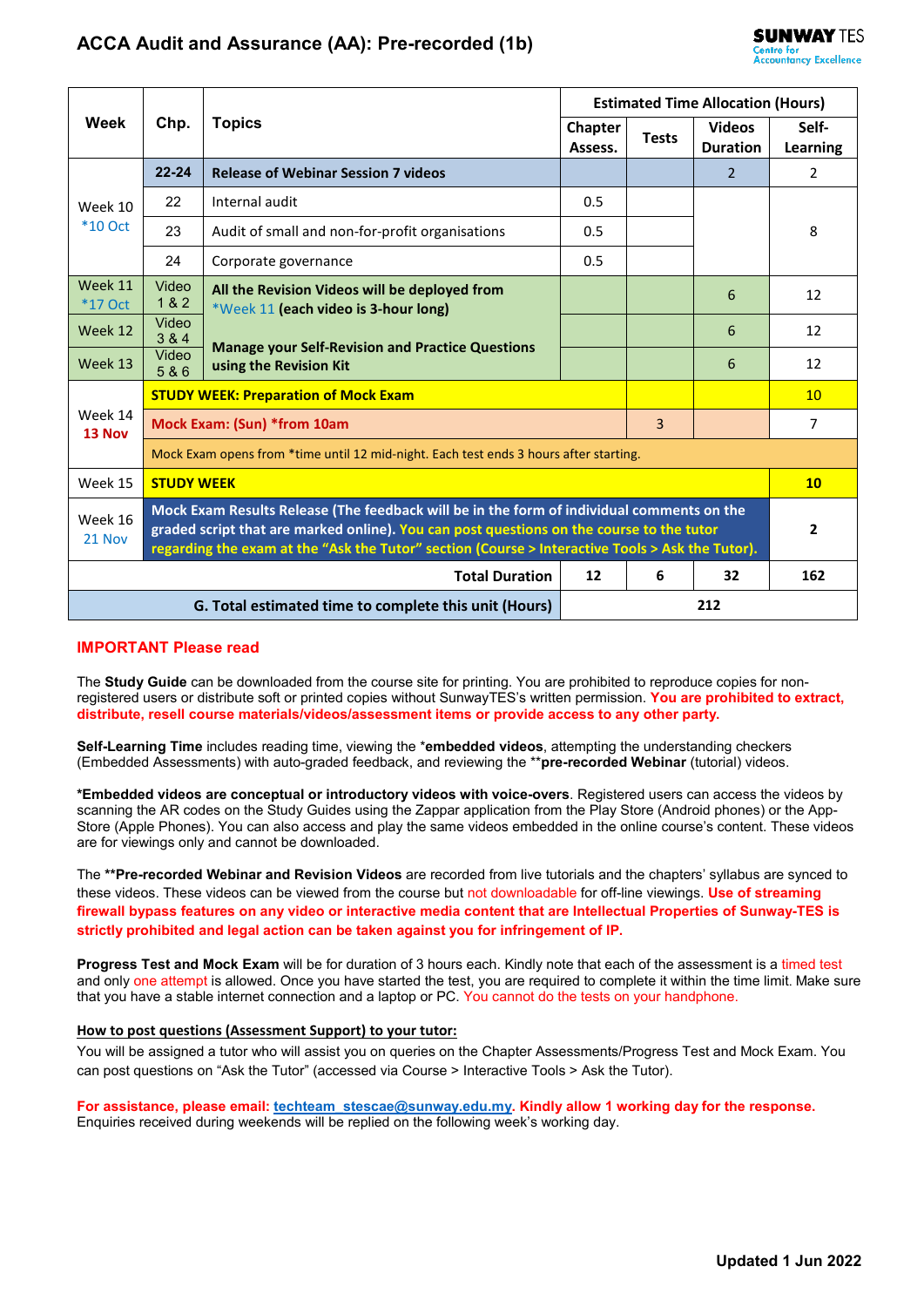# ACCA Audit and Assurance (AA): Pre-recorded (1b)

| Week | Chp. | Topics | Estimated Time Allocation (Hours) | | | |
|---|---|---|---|---|---|---|
| | | | Chapter Assess. | Tests | Videos Duration | Self-Learning |
| Week 10 *10 Oct | 22-24 | **Release of Webinar Session 7 videos** | | | 2 | 2 |
| | 22 | Internal audit | 0.5 | | | 8 |
| | 23 | Audit of small and non-for-profit organisations | 0.5 | | | |
| | 24 | Corporate governance | 0.5 | | | |
| Week 11 *17 Oct | Video 1 & 2 | **All the Revision Videos will be deployed from** *Week 11 **(each video is 3-hour long)** **Manage your Self-Revision and Practice Questions using the Revision Kit** | | | 6 | 12 |
| Week 12 | Video 3 & 4 | | | | 6 | 12 |
| Week 13 | Video 5 & 6 | | | | 6 | 12 |
| Week 14 13 Nov | **STUDY WEEK: Preparation of Mock Exam** | | | | | 10 |
| | **Mock Exam: (Sun) *from 10am** | | | 3 | | 7 |
| | Mock Exam opens from *time until 12 mid-night. Each test ends 3 hours after starting. | | | | | |
| Week 15 | **STUDY WEEK** | | | | | **10** |
| Week 16 21 Nov | **Mock Exam Results Release (The feedback will be in the form of individual comments on the graded script that are marked online). You can post questions on the course to the tutor regarding the exam at the "Ask the Tutor" section (Course > Interactive Tools > Ask the Tutor).** | | | | | **2** |
| **Total Duration** | | | **12** | **6** | **32** | **162** |
| **G. Total estimated time to complete this unit (Hours)** | | | **212** | | | |

## IMPORTANT Please read

The **Study Guide** can be downloaded from the course site for printing. You are prohibited to reproduce copies for non-registered users or distribute soft or printed copies without SunwayTES's written permission. **You are prohibited to extract, distribute, resell course materials/videos/assessment items or provide access to any other party.**

**Self-Learning Time** includes reading time, viewing the ***embedded videos**, attempting the understanding checkers (Embedded Assessments) with auto-graded feedback, and reviewing the ****pre-recorded Webinar** (tutorial) videos.

***Embedded videos are conceptual or introductory videos with voice-overs**. Registered users can access the videos by scanning the AR codes on the Study Guides using the Zappar application from the Play Store (Android phones) or the App-Store (Apple Phones). You can also access and play the same videos embedded in the online course's content. These videos are for viewings only and cannot be downloaded.

The ****Pre-recorded Webinar and Revision Videos** are recorded from live tutorials and the chapters' syllabus are synced to these videos. These videos can be viewed from the course but not downloadable for off-line viewings. **Use of streaming firewall bypass features on any video or interactive media content that are Intellectual Properties of Sunway-TES is strictly prohibited and legal action can be taken against you for infringement of IP.**

**Progress Test and Mock Exam** will be for duration of 3 hours each. Kindly note that each of the assessment is a timed test and only one attempt is allowed. Once you have started the test, you are required to complete it within the time limit. Make sure that you have a stable internet connection and a laptop or PC. You cannot do the tests on your handphone.

**How to post questions (Assessment Support) to your tutor:**

You will be assigned a tutor who will assist you on queries on the Chapter Assessments/Progress Test and Mock Exam. You can post questions on "Ask the Tutor" (accessed via Course > Interactive Tools > Ask the Tutor).

**For assistance, please email: techteam_stescae@sunway.edu.my. Kindly allow 1 working day for the response.**
Enquiries received during weekends will be replied on the following week's working day.

**Updated 1 Jun 2022**